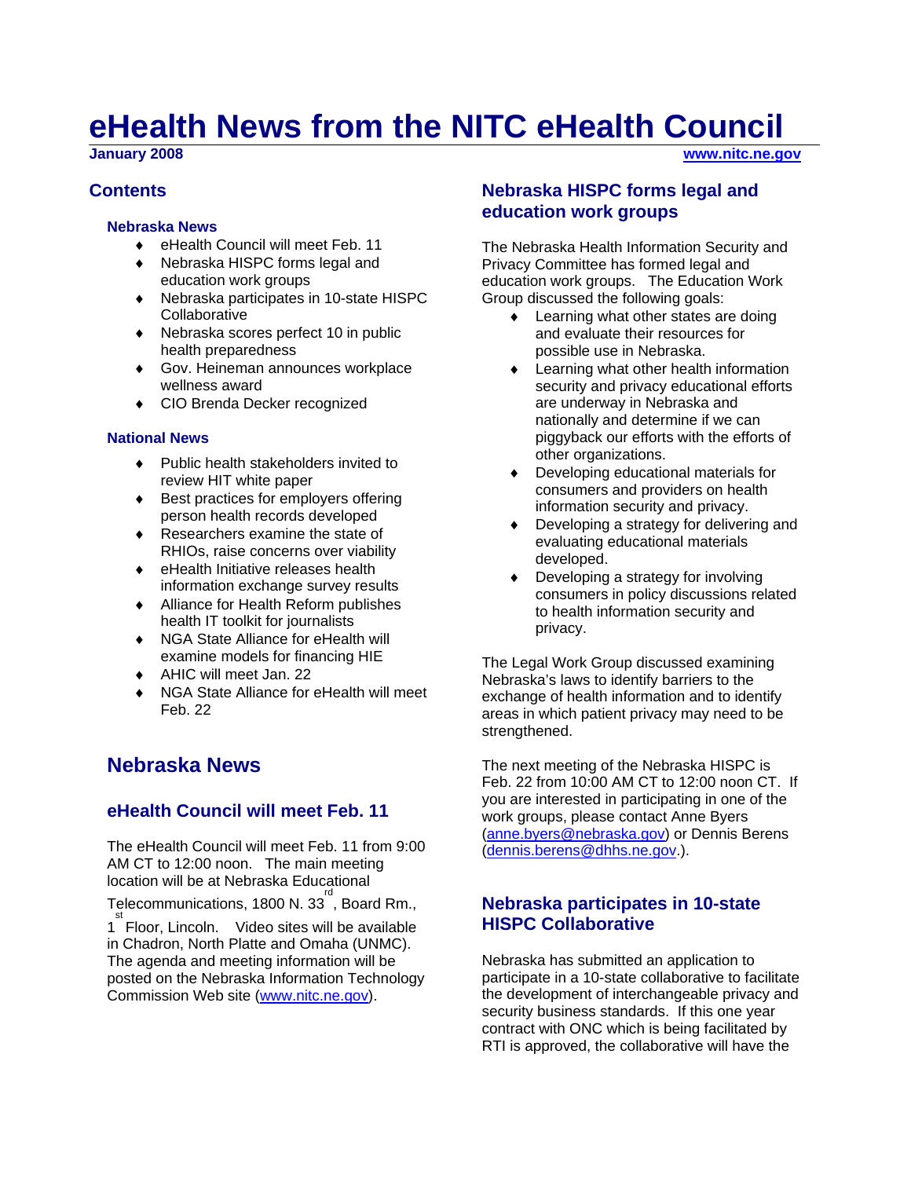# eHealth News from the NITC eHealth Council

**January 2008** **www.nitc.ne.gov**

## Contents

### Nebraska News

- eHealth Council will meet Feb. 11
- Nebraska HISPC forms legal and education work groups
- Nebraska participates in 10-state HISPC Collaborative
- Nebraska scores perfect 10 in public health preparedness
- Gov. Heineman announces workplace wellness award
- CIO Brenda Decker recognized

### National News

- Public health stakeholders invited to review HIT white paper
- Best practices for employers offering person health records developed
- Researchers examine the state of RHIOs, raise concerns over viability
- eHealth Initiative releases health information exchange survey results
- Alliance for Health Reform publishes health IT toolkit for journalists
- NGA State Alliance for eHealth will examine models for financing HIE
- AHIC will meet Jan. 22
- NGA State Alliance for eHealth will meet Feb. 22

## Nebraska News

### eHealth Council will meet Feb. 11

The eHealth Council will meet Feb. 11 from 9:00 AM CT to 12:00 noon. The main meeting location will be at Nebraska Educational Telecommunications, 1800 N. 33rd, Board Rm., 1st Floor, Lincoln. Video sites will be available in Chadron, North Platte and Omaha (UNMC). The agenda and meeting information will be posted on the Nebraska Information Technology Commission Web site (www.nitc.ne.gov).

### Nebraska HISPC forms legal and education work groups

The Nebraska Health Information Security and Privacy Committee has formed legal and education work groups. The Education Work Group discussed the following goals:

- Learning what other states are doing and evaluate their resources for possible use in Nebraska.
- Learning what other health information security and privacy educational efforts are underway in Nebraska and nationally and determine if we can piggyback our efforts with the efforts of other organizations.
- Developing educational materials for consumers and providers on health information security and privacy.
- Developing a strategy for delivering and evaluating educational materials developed.
- Developing a strategy for involving consumers in policy discussions related to health information security and privacy.

The Legal Work Group discussed examining Nebraska's laws to identify barriers to the exchange of health information and to identify areas in which patient privacy may need to be strengthened.

The next meeting of the Nebraska HISPC is Feb. 22 from 10:00 AM CT to 12:00 noon CT. If you are interested in participating in one of the work groups, please contact Anne Byers (anne.byers@nebraska.gov) or Dennis Berens (dennis.berens@dhhs.ne.gov.).

### Nebraska participates in 10-state HISPC Collaborative

Nebraska has submitted an application to participate in a 10-state collaborative to facilitate the development of interchangeable privacy and security business standards. If this one year contract with ONC which is being facilitated by RTI is approved, the collaborative will have the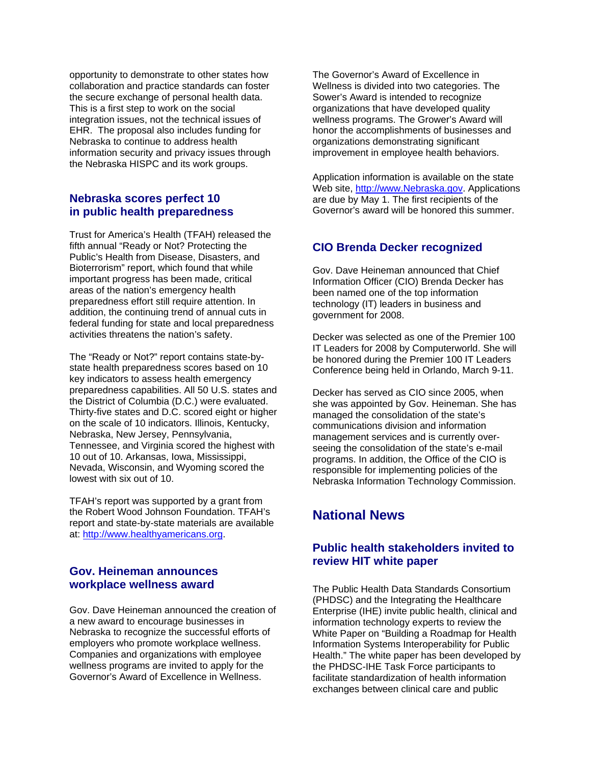opportunity to demonstrate to other states how collaboration and practice standards can foster the secure exchange of personal health data. This is a first step to work on the social integration issues, not the technical issues of EHR. The proposal also includes funding for Nebraska to continue to address health information security and privacy issues through the Nebraska HISPC and its work groups.

### Nebraska scores perfect 10 in public health preparedness

Trust for America's Health (TFAH) released the fifth annual "Ready or Not? Protecting the Public's Health from Disease, Disasters, and Bioterrorism" report, which found that while important progress has been made, critical areas of the nation's emergency health preparedness effort still require attention. In addition, the continuing trend of annual cuts in federal funding for state and local preparedness activities threatens the nation's safety.

The "Ready or Not?" report contains state-by-state health preparedness scores based on 10 key indicators to assess health emergency preparedness capabilities. All 50 U.S. states and the District of Columbia (D.C.) were evaluated. Thirty-five states and D.C. scored eight or higher on the scale of 10 indicators. Illinois, Kentucky, Nebraska, New Jersey, Pennsylvania, Tennessee, and Virginia scored the highest with 10 out of 10. Arkansas, Iowa, Mississippi, Nevada, Wisconsin, and Wyoming scored the lowest with six out of 10.

TFAH's report was supported by a grant from the Robert Wood Johnson Foundation. TFAH's report and state-by-state materials are available at: http://www.healthyamericans.org.

### Gov. Heineman announces workplace wellness award

Gov. Dave Heineman announced the creation of a new award to encourage businesses in Nebraska to recognize the successful efforts of employers who promote workplace wellness. Companies and organizations with employee wellness programs are invited to apply for the Governor's Award of Excellence in Wellness.

The Governor's Award of Excellence in Wellness is divided into two categories. The Sower's Award is intended to recognize organizations that have developed quality wellness programs. The Grower's Award will honor the accomplishments of businesses and organizations demonstrating significant improvement in employee health behaviors.

Application information is available on the state Web site, http://www.Nebraska.gov. Applications are due by May 1. The first recipients of the Governor's award will be honored this summer.

### CIO Brenda Decker recognized

Gov. Dave Heineman announced that Chief Information Officer (CIO) Brenda Decker has been named one of the top information technology (IT) leaders in business and government for 2008.

Decker was selected as one of the Premier 100 IT Leaders for 2008 by Computerworld. She will be honored during the Premier 100 IT Leaders Conference being held in Orlando, March 9-11.

Decker has served as CIO since 2005, when she was appointed by Gov. Heineman. She has managed the consolidation of the state's communications division and information management services and is currently over-seeing the consolidation of the state's e-mail programs. In addition, the Office of the CIO is responsible for implementing policies of the Nebraska Information Technology Commission.

## National News

### Public health stakeholders invited to review HIT white paper

The Public Health Data Standards Consortium (PHDSC) and the Integrating the Healthcare Enterprise (IHE) invite public health, clinical and information technology experts to review the White Paper on "Building a Roadmap for Health Information Systems Interoperability for Public Health." The white paper has been developed by the PHDSC-IHE Task Force participants to facilitate standardization of health information exchanges between clinical care and public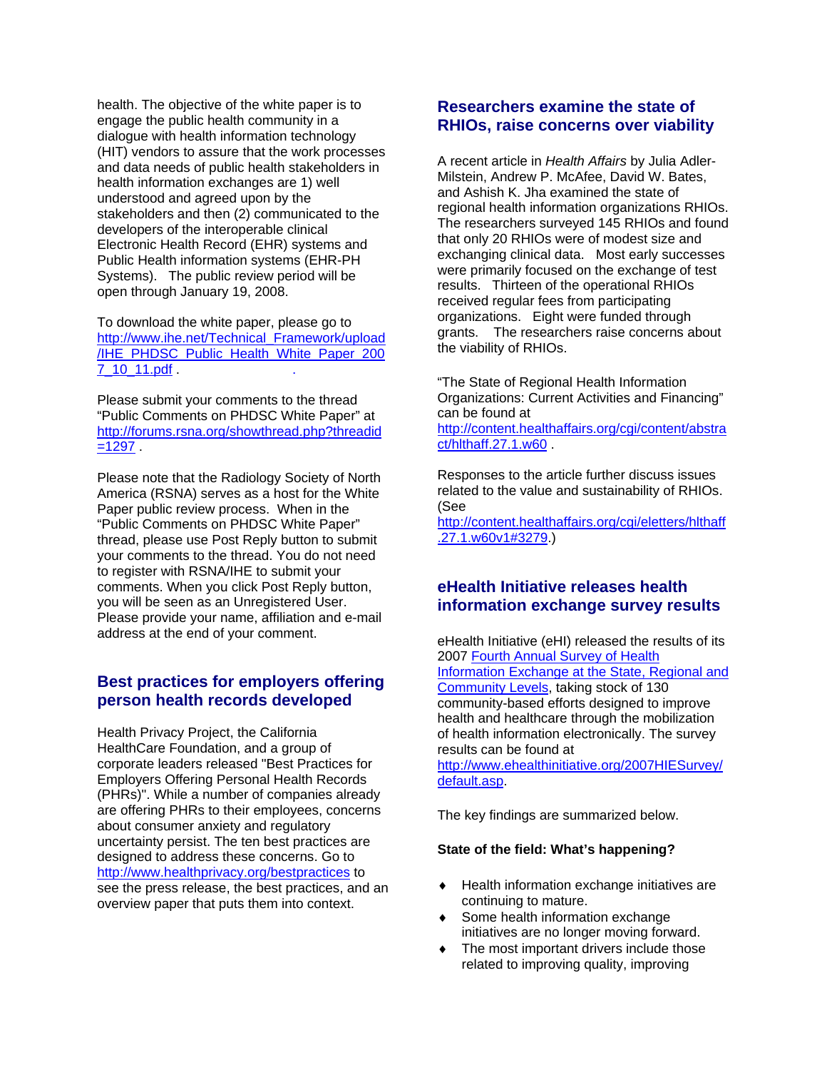health. The objective of the white paper is to engage the public health community in a dialogue with health information technology (HIT) vendors to assure that the work processes and data needs of public health stakeholders in health information exchanges are 1) well understood and agreed upon by the stakeholders and then (2) communicated to the developers of the interoperable clinical Electronic Health Record (EHR) systems and Public Health information systems (EHR-PH Systems). The public review period will be open through January 19, 2008.

To download the white paper, please go to http://www.ihe.net/Technical_Framework/upload/IHE_PHDSC_Public_Health_White_Paper_2007_10_11.pdf .

Please submit your comments to the thread "Public Comments on PHDSC White Paper" at http://forums.rsna.org/showthread.php?threadid=1297 .

Please note that the Radiology Society of North America (RSNA) serves as a host for the White Paper public review process. When in the "Public Comments on PHDSC White Paper" thread, please use Post Reply button to submit your comments to the thread. You do not need to register with RSNA/IHE to submit your comments. When you click Post Reply button, you will be seen as an Unregistered User. Please provide your name, affiliation and e-mail address at the end of your comment.

## Best practices for employers offering person health records developed

Health Privacy Project, the California HealthCare Foundation, and a group of corporate leaders released "Best Practices for Employers Offering Personal Health Records (PHRs)". While a number of companies already are offering PHRs to their employees, concerns about consumer anxiety and regulatory uncertainty persist. The ten best practices are designed to address these concerns. Go to http://www.healthprivacy.org/bestpractices to see the press release, the best practices, and an overview paper that puts them into context.

## Researchers examine the state of RHIOs, raise concerns over viability

A recent article in *Health Affairs* by Julia Adler-Milstein, Andrew P. McAfee, David W. Bates, and Ashish K. Jha examined the state of regional health information organizations RHIOs. The researchers surveyed 145 RHIOs and found that only 20 RHIOs were of modest size and exchanging clinical data. Most early successes were primarily focused on the exchange of test results. Thirteen of the operational RHIOs received regular fees from participating organizations. Eight were funded through grants. The researchers raise concerns about the viability of RHIOs.

"The State of Regional Health Information Organizations: Current Activities and Financing" can be found at http://content.healthaffairs.org/cgi/content/abstract/hlthaff.27.1.w60 .

Responses to the article further discuss issues related to the value and sustainability of RHIOs. (See http://content.healthaffairs.org/cgi/eletters/hlthaff.27.1.w60v1#3279.)

## eHealth Initiative releases health information exchange survey results

eHealth Initiative (eHI) released the results of its 2007 Fourth Annual Survey of Health Information Exchange at the State, Regional and Community Levels, taking stock of 130 community-based efforts designed to improve health and healthcare through the mobilization of health information electronically. The survey results can be found at http://www.ehealthinitiative.org/2007HIESurvey/default.asp.

The key findings are summarized below.

**State of the field: What's happening?**

- Health information exchange initiatives are continuing to mature.
- Some health information exchange initiatives are no longer moving forward.
- The most important drivers include those related to improving quality, improving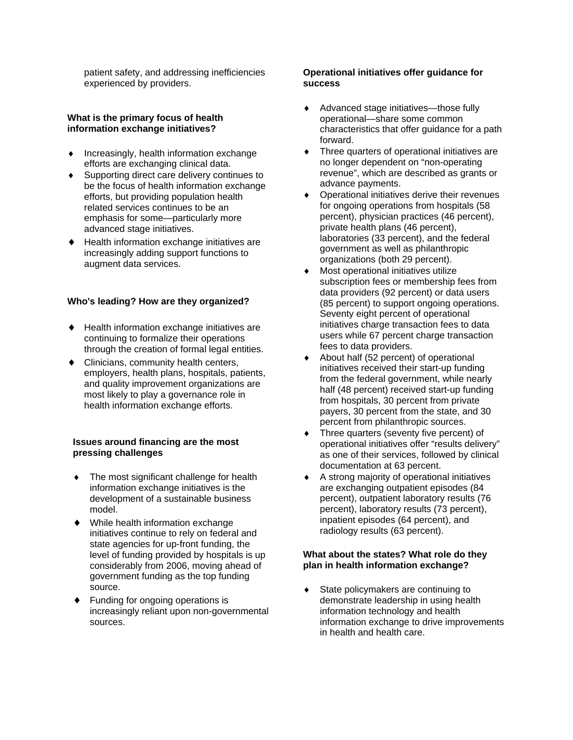patient safety, and addressing inefficiencies experienced by providers.

**What is the primary focus of health information exchange initiatives?**

- Increasingly, health information exchange efforts are exchanging clinical data.
- Supporting direct care delivery continues to be the focus of health information exchange efforts, but providing population health related services continues to be an emphasis for some—particularly more advanced stage initiatives.
- Health information exchange initiatives are increasingly adding support functions to augment data services.

**Who's leading? How are they organized?**

- Health information exchange initiatives are continuing to formalize their operations through the creation of formal legal entities.
- Clinicians, community health centers, employers, health plans, hospitals, patients, and quality improvement organizations are most likely to play a governance role in health information exchange efforts.

**Issues around financing are the most pressing challenges**

- The most significant challenge for health information exchange initiatives is the development of a sustainable business model.
- While health information exchange initiatives continue to rely on federal and state agencies for up-front funding, the level of funding provided by hospitals is up considerably from 2006, moving ahead of government funding as the top funding source.
- Funding for ongoing operations is increasingly reliant upon non-governmental sources.

**Operational initiatives offer guidance for success**

- Advanced stage initiatives—those fully operational—share some common characteristics that offer guidance for a path forward.
- Three quarters of operational initiatives are no longer dependent on "non-operating revenue", which are described as grants or advance payments.
- Operational initiatives derive their revenues for ongoing operations from hospitals (58 percent), physician practices (46 percent), private health plans (46 percent), laboratories (33 percent), and the federal government as well as philanthropic organizations (both 29 percent).
- Most operational initiatives utilize subscription fees or membership fees from data providers (92 percent) or data users (85 percent) to support ongoing operations. Seventy eight percent of operational initiatives charge transaction fees to data users while 67 percent charge transaction fees to data providers.
- About half (52 percent) of operational initiatives received their start-up funding from the federal government, while nearly half (48 percent) received start-up funding from hospitals, 30 percent from private payers, 30 percent from the state, and 30 percent from philanthropic sources.
- Three quarters (seventy five percent) of operational initiatives offer "results delivery" as one of their services, followed by clinical documentation at 63 percent.
- A strong majority of operational initiatives are exchanging outpatient episodes (84 percent), outpatient laboratory results (76 percent), laboratory results (73 percent), inpatient episodes (64 percent), and radiology results (63 percent).

**What about the states? What role do they plan in health information exchange?**

- State policymakers are continuing to demonstrate leadership in using health information technology and health information exchange to drive improvements in health and health care.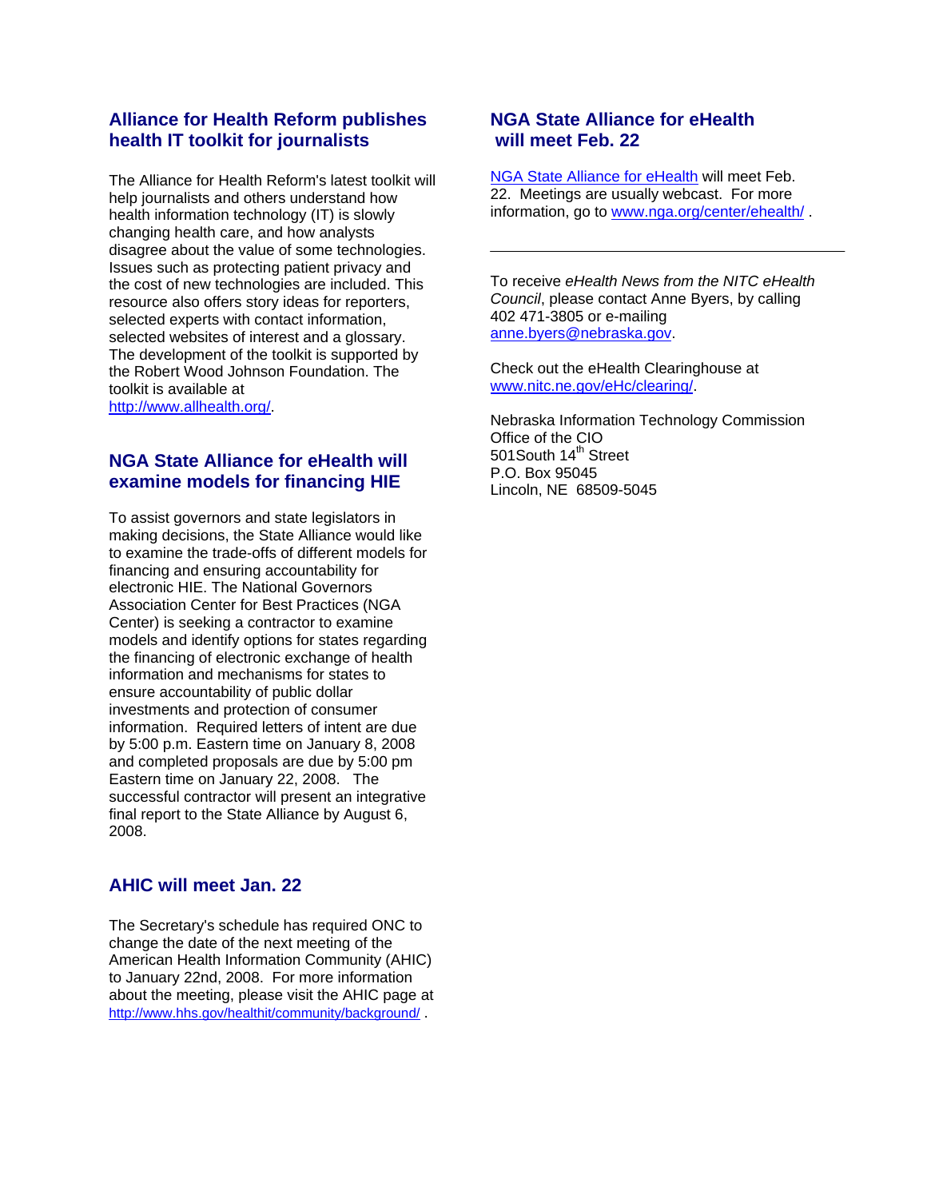## Alliance for Health Reform publishes health IT toolkit for journalists

The Alliance for Health Reform's latest toolkit will help journalists and others understand how health information technology (IT) is slowly changing health care, and how analysts disagree about the value of some technologies. Issues such as protecting patient privacy and the cost of new technologies are included. This resource also offers story ideas for reporters, selected experts with contact information, selected websites of interest and a glossary. The development of the toolkit is supported by the Robert Wood Johnson Foundation. The toolkit is available at http://www.allhealth.org/.

## NGA State Alliance for eHealth will examine models for financing HIE

To assist governors and state legislators in making decisions, the State Alliance would like to examine the trade-offs of different models for financing and ensuring accountability for electronic HIE. The National Governors Association Center for Best Practices (NGA Center) is seeking a contractor to examine models and identify options for states regarding the financing of electronic exchange of health information and mechanisms for states to ensure accountability of public dollar investments and protection of consumer information. Required letters of intent are due by 5:00 p.m. Eastern time on January 8, 2008 and completed proposals are due by 5:00 pm Eastern time on January 22, 2008. The successful contractor will present an integrative final report to the State Alliance by August 6, 2008.

## AHIC will meet Jan. 22

The Secretary's schedule has required ONC to change the date of the next meeting of the American Health Information Community (AHIC) to January 22nd, 2008. For more information about the meeting, please visit the AHIC page at http://www.hhs.gov/healthit/community/background/ .

## NGA State Alliance for eHealth will meet Feb. 22

NGA State Alliance for eHealth will meet Feb. 22. Meetings are usually webcast. For more information, go to www.nga.org/center/ehealth/ .

---

To receive *eHealth News from the NITC eHealth Council*, please contact Anne Byers, by calling 402 471-3805 or e-mailing anne.byers@nebraska.gov.

Check out the eHealth Clearinghouse at www.nitc.ne.gov/eHc/clearing/.

Nebraska Information Technology Commission
Office of the CIO
501South 14th Street
P.O. Box 95045
Lincoln, NE 68509-5045